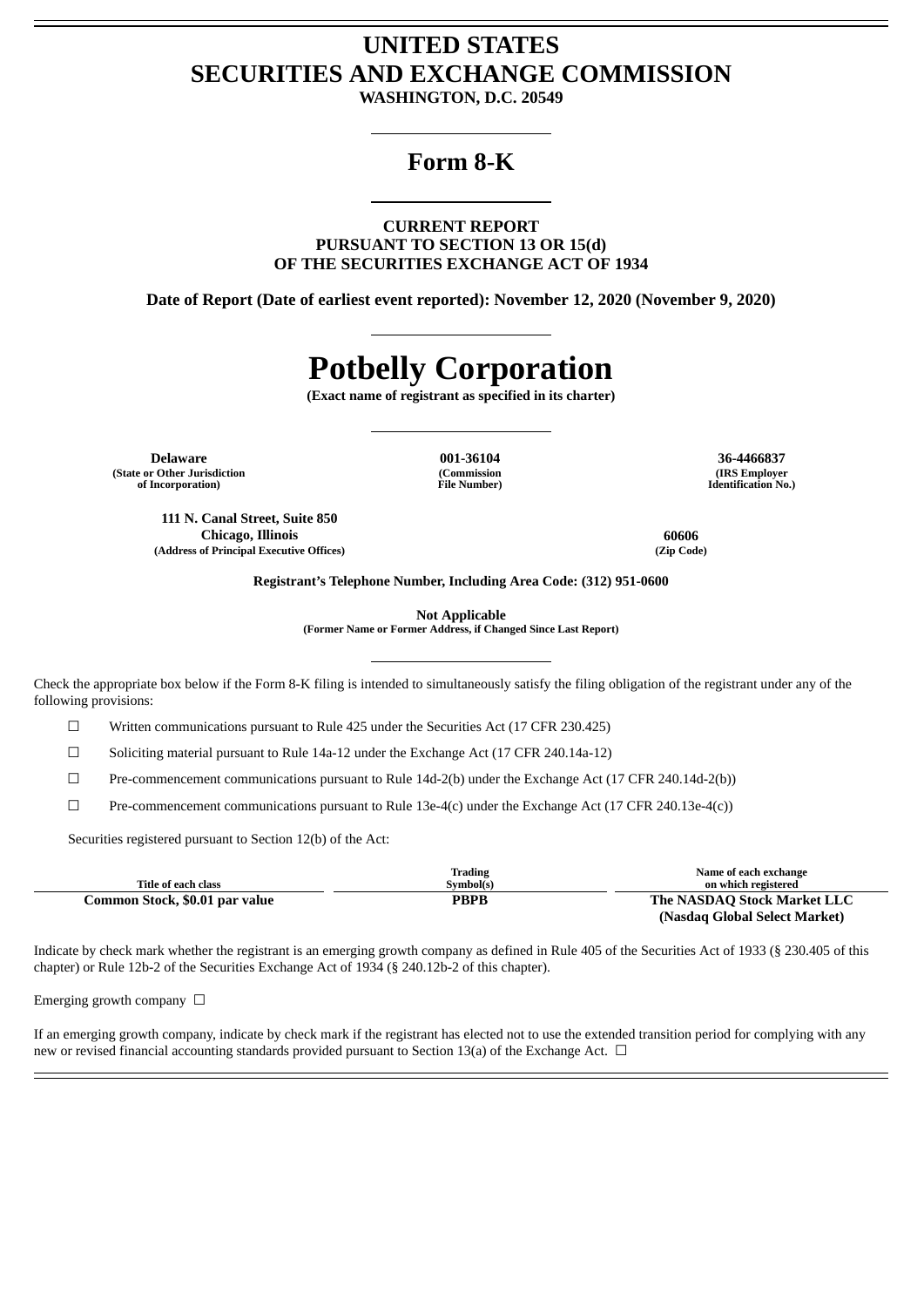# UNITED STATES
# SECURITIES AND EXCHANGE COMMISSION

**WASHINGTON, D.C. 20549**

## Form 8-K

**CURRENT REPORT**
**PURSUANT TO SECTION 13 OR 15(d)**
**OF THE SECURITIES EXCHANGE ACT OF 1934**

**Date of Report (Date of earliest event reported): November 12, 2020 (November 9, 2020)**

# Potbelly Corporation

**(Exact name of registrant as specified in its charter)**

| Delaware | 001-36104 | 36-4466837 |
|---|---|---|
| (State or Other Jurisdiction of Incorporation) | (Commission File Number) | (IRS Employer Identification No.) |

| 111 N. Canal Street, Suite 850 Chicago, Illinois | 60606 |
|---|---|
| (Address of Principal Executive Offices) | (Zip Code) |

**Registrant's Telephone Number, Including Area Code: (312) 951-0600**

**Not Applicable**
**(Former Name or Former Address, if Changed Since Last Report)**

Check the appropriate box below if the Form 8-K filing is intended to simultaneously satisfy the filing obligation of the registrant under any of the following provisions:

☐ Written communications pursuant to Rule 425 under the Securities Act (17 CFR 230.425)

☐ Soliciting material pursuant to Rule 14a-12 under the Exchange Act (17 CFR 240.14a-12)

☐ Pre-commencement communications pursuant to Rule 14d-2(b) under the Exchange Act (17 CFR 240.14d-2(b))

☐ Pre-commencement communications pursuant to Rule 13e-4(c) under the Exchange Act (17 CFR 240.13e-4(c))

Securities registered pursuant to Section 12(b) of the Act:

| Title of each class | Trading Symbol(s) | Name of each exchange on which registered |
|---|---|---|
| **Common Stock, $0.01 par value** | **PBPB** | **The NASDAQ Stock Market LLC (Nasdaq Global Select Market)** |

Indicate by check mark whether the registrant is an emerging growth company as defined in Rule 405 of the Securities Act of 1933 (§ 230.405 of this chapter) or Rule 12b-2 of the Securities Exchange Act of 1934 (§ 240.12b-2 of this chapter).

Emerging growth company ☐

If an emerging growth company, indicate by check mark if the registrant has elected not to use the extended transition period for complying with any new or revised financial accounting standards provided pursuant to Section 13(a) of the Exchange Act. ☐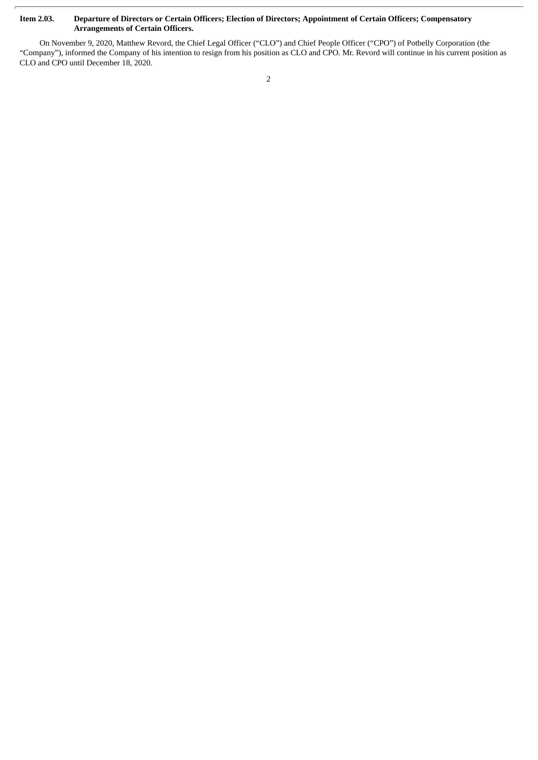**Item 2.03. Departure of Directors or Certain Officers; Election of Directors; Appointment of Certain Officers; Compensatory Arrangements of Certain Officers.**

On November 9, 2020, Matthew Revord, the Chief Legal Officer ("CLO") and Chief People Officer ("CPO") of Potbelly Corporation (the "Company"), informed the Company of his intention to resign from his position as CLO and CPO. Mr. Revord will continue in his current position as CLO and CPO until December 18, 2020.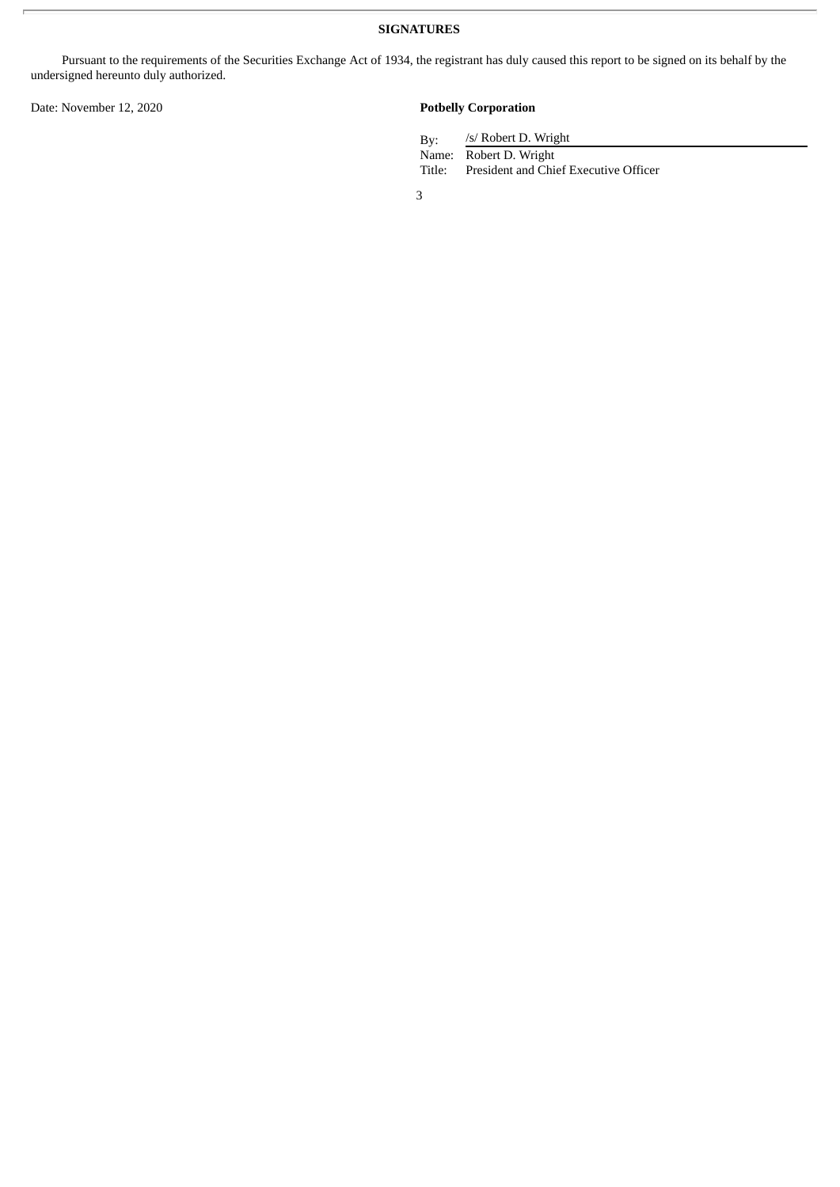**SIGNATURES**

Pursuant to the requirements of the Securities Exchange Act of 1934, the registrant has duly caused this report to be signed on its behalf by the undersigned hereunto duly authorized.

Date: November 12, 2020

**Potbelly Corporation**

| | |
|---|---|
| By: | /s/ Robert D. Wright |
| Name: | Robert D. Wright |
| Title: | President and Chief Executive Officer |